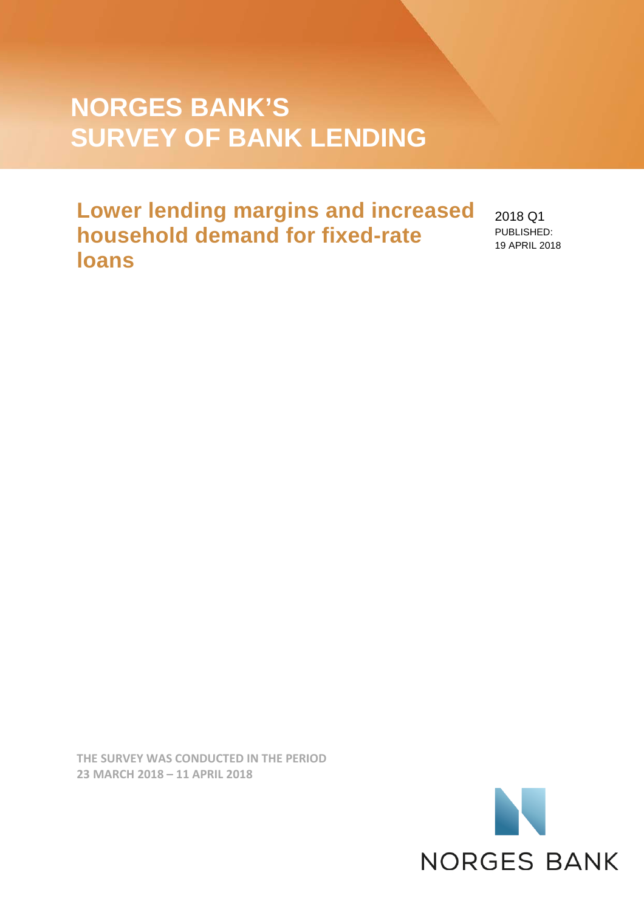# NORGES BANK'S SURVEY OF BANK LENDING

## Lower lending margins and increased household demand for fixed-rate loans

2018 Q1
PUBLISHED:
19 APRIL 2018

**THE SURVEY WAS CONDUCTED IN THE PERIOD 23 MARCH 2018 – 11 APRIL 2018**

NORGES BANK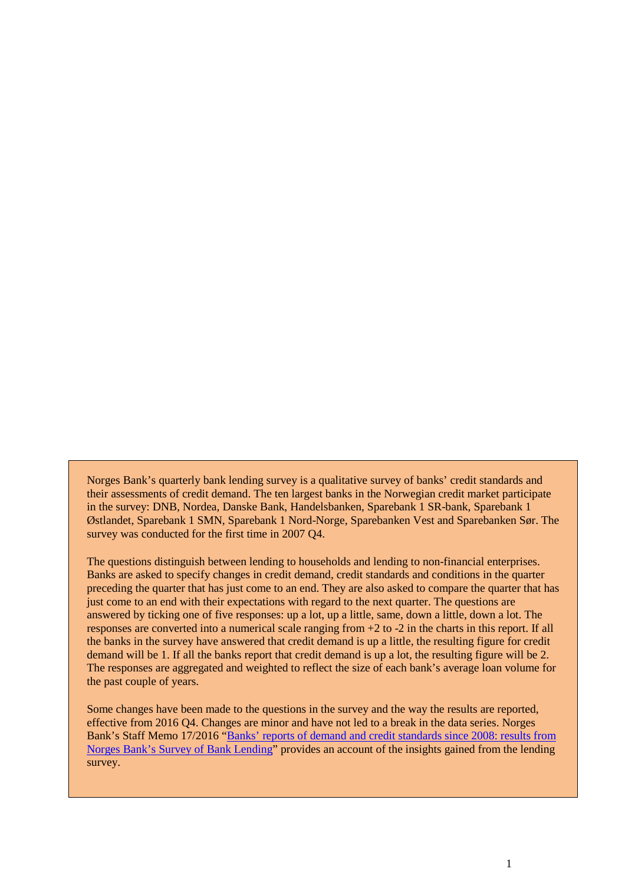Norges Bank's quarterly bank lending survey is a qualitative survey of banks' credit standards and their assessments of credit demand. The ten largest banks in the Norwegian credit market participate in the survey: DNB, Nordea, Danske Bank, Handelsbanken, Sparebank 1 SR-bank, Sparebank 1 Østlandet, Sparebank 1 SMN, Sparebank 1 Nord-Norge, Sparebanken Vest and Sparebanken Sør. The survey was conducted for the first time in 2007 Q4.

The questions distinguish between lending to households and lending to non-financial enterprises. Banks are asked to specify changes in credit demand, credit standards and conditions in the quarter preceding the quarter that has just come to an end. They are also asked to compare the quarter that has just come to an end with their expectations with regard to the next quarter. The questions are answered by ticking one of five responses: up a lot, up a little, same, down a little, down a lot. The responses are converted into a numerical scale ranging from +2 to -2 in the charts in this report. If all the banks in the survey have answered that credit demand is up a little, the resulting figure for credit demand will be 1. If all the banks report that credit demand is up a lot, the resulting figure will be 2. The responses are aggregated and weighted to reflect the size of each bank's average loan volume for the past couple of years.

Some changes have been made to the questions in the survey and the way the results are reported, effective from 2016 Q4. Changes are minor and have not led to a break in the data series. Norges Bank's Staff Memo 17/2016 "Banks' reports of demand and credit standards since 2008: results from Norges Bank's Survey of Bank Lending" provides an account of the insights gained from the lending survey.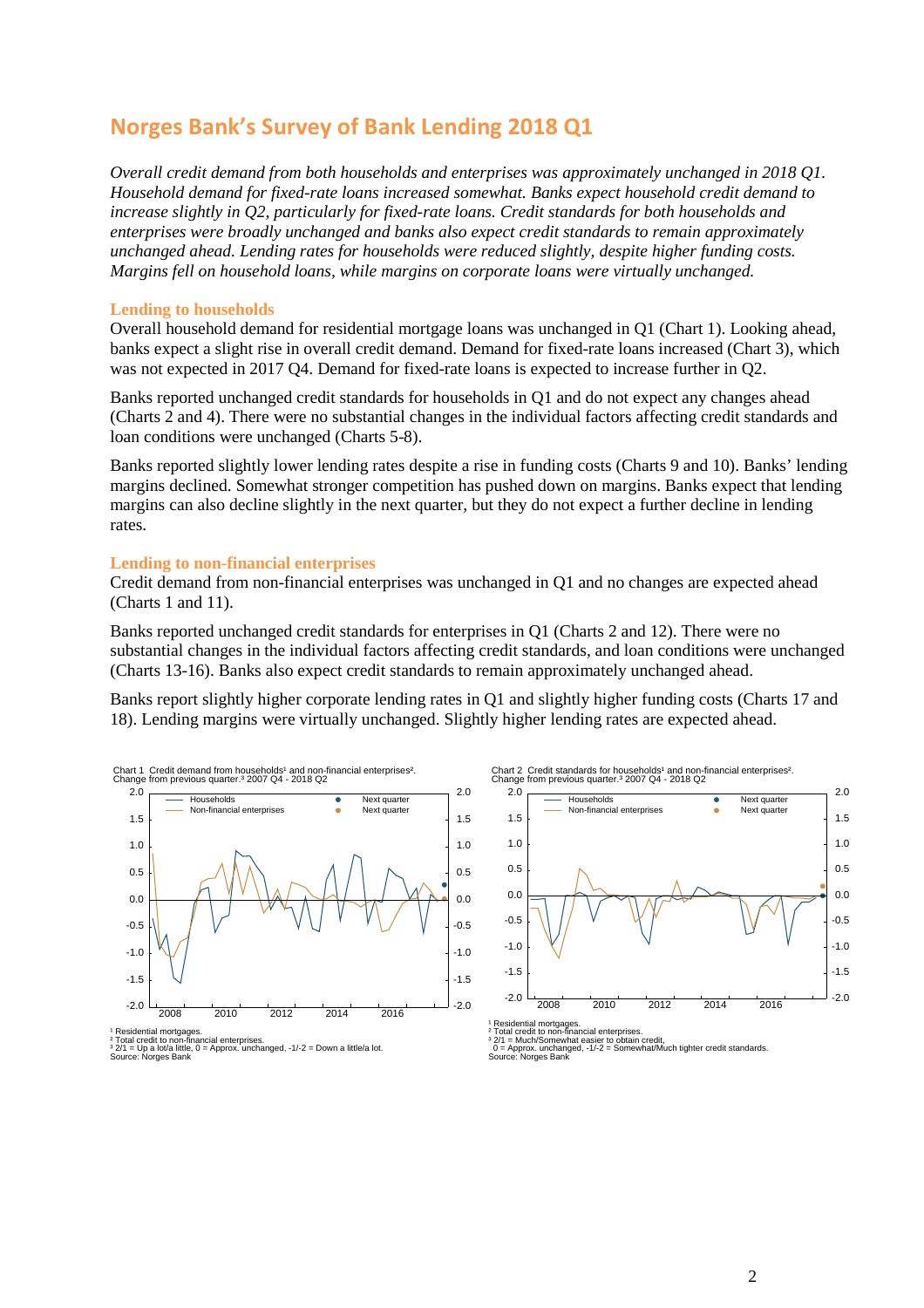# Norges Bank's Survey of Bank Lending 2018 Q1

*Overall credit demand from both households and enterprises was approximately unchanged in 2018 Q1. Household demand for fixed-rate loans increased somewhat. Banks expect household credit demand to increase slightly in Q2, particularly for fixed-rate loans. Credit standards for both households and enterprises were broadly unchanged and banks also expect credit standards to remain approximately unchanged ahead. Lending rates for households were reduced slightly, despite higher funding costs. Margins fell on household loans, while margins on corporate loans were virtually unchanged.*

## Lending to households

Overall household demand for residential mortgage loans was unchanged in Q1 (Chart 1). Looking ahead, banks expect a slight rise in overall credit demand. Demand for fixed-rate loans increased (Chart 3), which was not expected in 2017 Q4. Demand for fixed-rate loans is expected to increase further in Q2.

Banks reported unchanged credit standards for households in Q1 and do not expect any changes ahead (Charts 2 and 4). There were no substantial changes in the individual factors affecting credit standards and loan conditions were unchanged (Charts 5-8).

Banks reported slightly lower lending rates despite a rise in funding costs (Charts 9 and 10). Banks' lending margins declined. Somewhat stronger competition has pushed down on margins. Banks expect that lending margins can also decline slightly in the next quarter, but they do not expect a further decline in lending rates.

## Lending to non-financial enterprises

Credit demand from non-financial enterprises was unchanged in Q1 and no changes are expected ahead (Charts 1 and 11).

Banks reported unchanged credit standards for enterprises in Q1 (Charts 2 and 12). There were no substantial changes in the individual factors affecting credit standards, and loan conditions were unchanged (Charts 13-16). Banks also expect credit standards to remain approximately unchanged ahead.

Banks report slightly higher corporate lending rates in Q1 and slightly higher funding costs (Charts 17 and 18). Lending margins were virtually unchanged. Slightly higher lending rates are expected ahead.

Chart 1 Credit demand from households[1] and non-financial enterprises[2]. Change from previous quarter.[3] 2007 Q4 - 2018 Q2

[1] Residential mortgages.
[2] Total credit to non-financial enterprises.
[3] 2/1 = Up a lot/a little, 0 = Approx. unchanged, -1/-2 = Down a little/a lot.
Source: Norges Bank

Chart 2 Credit standards for households[1] and non-financial enterprises[2]. Change from previous quarter.[3] 2007 Q4 - 2018 Q2

[1] Residential mortgages.
[2] Total credit to non-financial enterprises.
[3] 2/1 = Much/Somewhat easier to obtain credit, 0 = Approx. unchanged, -1/-2 = Somewhat/Much tighter credit standards.
Source: Norges Bank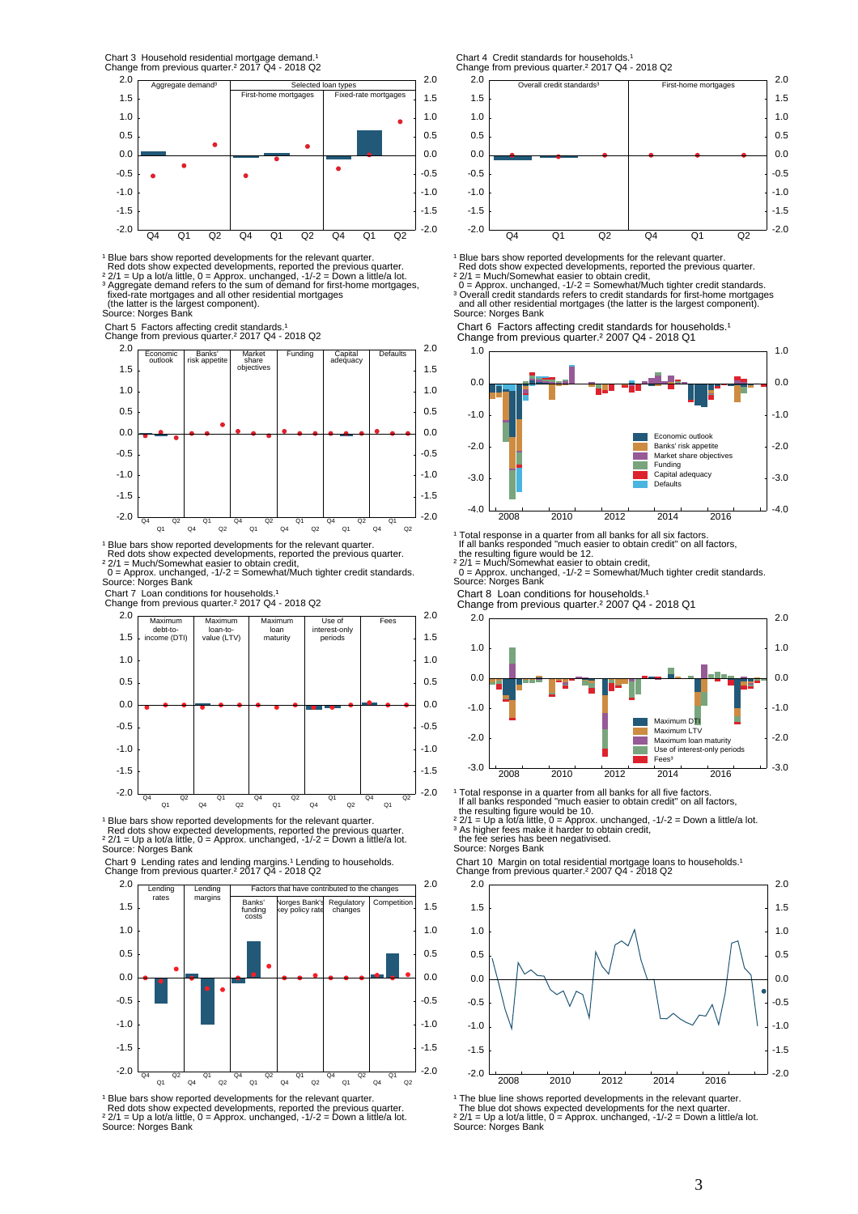Chart 3 Household residential mortgage demand.[1]
Change from previous quarter.[2] 2017 Q4 - 2018 Q2

[1] Blue bars show reported developments for the relevant quarter.
Red dots show expected developments, reported the previous quarter.
[2] 2/1 = Up a lot/a little, 0 = Approx. unchanged, -1/-2 = Down a little/a lot.
[3] Aggregate demand refers to the sum of demand for first-home mortgages, fixed-rate mortgages and all other residential mortgages (the latter is the largest component).
Source: Norges Bank

Chart 4 Credit standards for households.[1]
Change from previous quarter.[2] 2017 Q4 - 2018 Q2

[1] Blue bars show reported developments for the relevant quarter.
Red dots show expected developments, reported the previous quarter.
[2] 2/1 = Much/Somewhat easier to obtain credit,
0 = Approx. unchanged, -1/-2 = Somewhat/Much tighter credit standards.
[3] Overall credit standards refers to credit standards for first-home mortgages and all other residential mortgages (the latter is the largest component).
Source: Norges Bank

Chart 5 Factors affecting credit standards.[1]
Change from previous quarter.[2] 2017 Q4 - 2018 Q2

[1] Blue bars show reported developments for the relevant quarter.
Red dots show expected developments, reported the previous quarter.
[2] 2/1 = Much/Somewhat easier to obtain credit,
0 = Approx. unchanged, -1/-2 = Somewhat/Much tighter credit standards.
Source: Norges Bank

Chart 6 Factors affecting credit standards for households.[1]
Change from previous quarter.[2] 2007 Q4 - 2018 Q1

[1] Total response in a quarter from all banks for all six factors.
If all banks responded "much easier to obtain credit" on all factors, the resulting figure would be 12.
[2] 2/1 = Much/Somewhat easier to obtain credit,
0 = Approx. unchanged, -1/-2 = Somewhat/Much tighter credit standards.
Source: Norges Bank

Chart 7 Loan conditions for households.[1]
Change from previous quarter.[2] 2017 Q4 - 2018 Q2

[1] Blue bars show reported developments for the relevant quarter.
Red dots show expected developments, reported the previous quarter.
[2] 2/1 = Up a lot/a little, 0 = Approx. unchanged, -1/-2 = Down a little/a lot.
Source: Norges Bank

Chart 8 Loan conditions for households.[1]
Change from previous quarter.[2] 2007 Q4 - 2018 Q1

[1] Total response in a quarter from all banks for all five factors.
If all banks responded "much easier to obtain credit" on all factors, the resulting figure would be 10.
[2] 2/1 = Up a lot/a little, 0 = Approx. unchanged, -1/-2 = Down a little/a lot.
[3] As higher fees make it harder to obtain credit, the fee series has been negativised.
Source: Norges Bank

Chart 9 Lending rates and lending margins.[1] Lending to households.
Change from previous quarter.[2] 2017 Q4 - 2018 Q2

[1] Blue bars show reported developments for the relevant quarter.
Red dots show expected developments, reported the previous quarter.
[2] 2/1 = Up a lot/a little, 0 = Approx. unchanged, -1/-2 = Down a little/a lot.
Source: Norges Bank

Chart 10 Margin on total residential mortgage loans to households.[1]
Change from previous quarter.[2] 2007 Q4 - 2018 Q2

[1] The blue line shows reported developments in the relevant quarter.
The blue dot shows expected developments for the next quarter.
[2] 2/1 = Up a lot/a little, 0 = Approx. unchanged, -1/-2 = Down a little/a lot.
Source: Norges Bank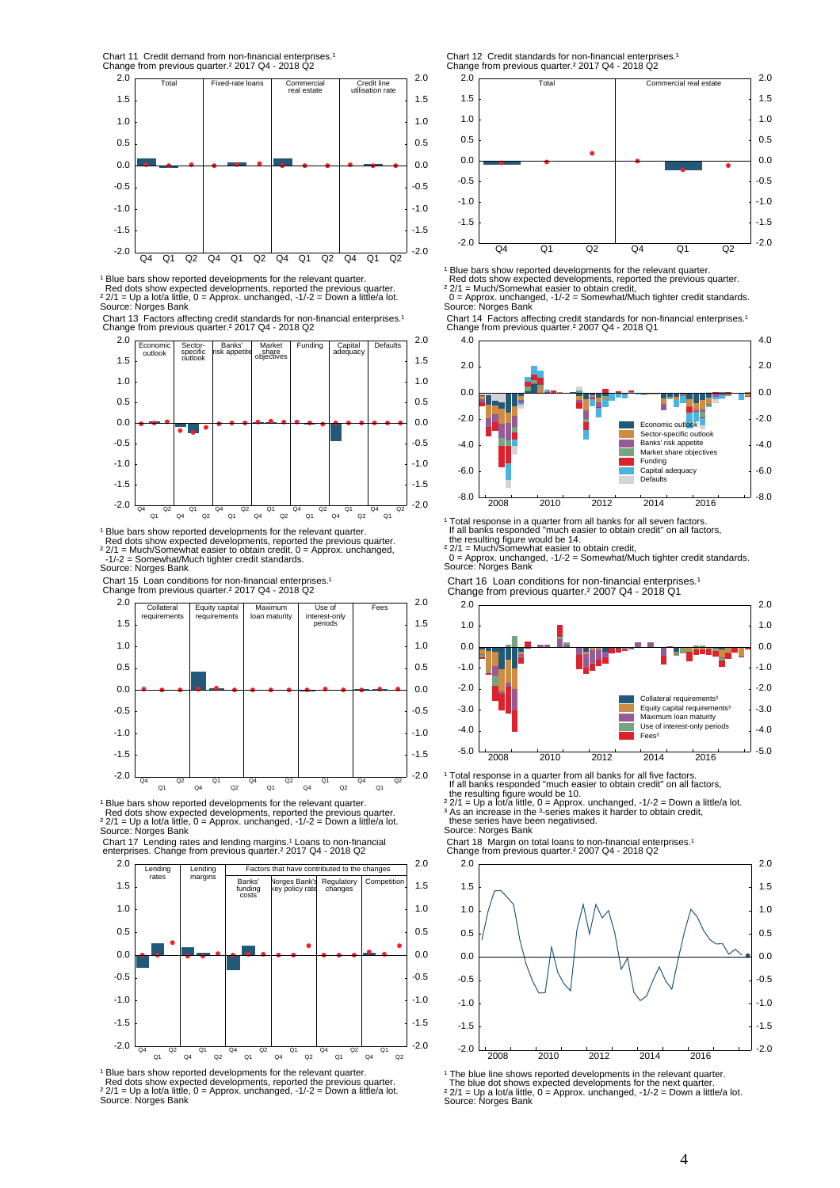Chart 11 Credit demand from non-financial enterprises.[1]
Change from previous quarter.[2] 2017 Q4 - 2018 Q2

2.0
1.5
1.0
0.5
0.0
-0.5
-1.0
-1.5
-2.0

Total
Fixed-rate loans
Commercial real estate
Credit line utilisation rate

Q4 Q1 Q2 Q4 Q1 Q2 Q4 Q1 Q2 Q4 Q1 Q2

[1] Blue bars show reported developments for the relevant quarter.
Red dots show expected developments, reported the previous quarter.
[2] 2/1 = Up a lot/a little, 0 = Approx. unchanged, -1/-2 = Down a little/a lot.
Source: Norges Bank

Chart 12 Credit standards for non-financial enterprises.[1]
Change from previous quarter.[2] 2017 Q4 - 2018 Q2

2.0
1.5
1.0
0.5
0.0
-0.5
-1.0
-1.5
-2.0

Total
Commercial real estate

Q4 Q1 Q2 Q4 Q1 Q2

[1] Blue bars show reported developments for the relevant quarter.
Red dots show expected developments, reported the previous quarter.
[2] 2/1 = Much/Somewhat easier to obtain credit,
0 = Approx. unchanged, -1/-2 = Somewhat/Much tighter credit standards.
Source: Norges Bank

Chart 13 Factors affecting credit standards for non-financial enterprises.[1]
Change from previous quarter.[2] 2017 Q4 - 2018 Q2

2.0
1.5
1.0
0.5
0.0
-0.5
-1.0
-1.5
-2.0

Economic outlook
Sector-specific outlook
Banks' risk appetite
Market share objectives
Funding
Capital adequacy
Defaults

Q4 Q1 Q2 Q4 Q1 Q2 Q4 Q1 Q2 Q4 Q1 Q2 Q4 Q1 Q2 Q4 Q1 Q2 Q4 Q1 Q2

[1] Blue bars show reported developments for the relevant quarter.
Red dots show expected developments, reported the previous quarter.
[2] 2/1 = Much/Somewhat easier to obtain credit, 0 = Approx. unchanged,
-1/-2 = Somewhat/Much tighter credit standards.
Source: Norges Bank

Chart 14 Factors affecting credit standards for non-financial enterprises.[1]
Change from previous quarter.[2] 2007 Q4 - 2018 Q1

4.0
2.0
0.0
-2.0
-4.0
-6.0
-8.0

Economic outlook
Sector-specific outlook
Banks' risk appetite
Market share objectives
Funding
Capital adequacy
Defaults

2008 2010 2012 2014 2016

[1] Total response in a quarter from all banks for all seven factors.
If all banks responded "much easier to obtain credit" on all factors,
the resulting figure would be 14.
[2] 2/1 = Much/Somewhat easier to obtain credit,
0 = Approx. unchanged, -1/-2 = Somewhat/Much tighter credit standards.
Source: Norges Bank

Chart 15 Loan conditions for non-financial enterprises.[1]
Change from previous quarter.[2] 2017 Q4 - 2018 Q2

2.0
1.5
1.0
0.5
0.0
-0.5
-1.0
-1.5
-2.0

Collateral requirements
Equity capital requirements
Maximum loan maturity
Use of interest-only periods
Fees

Q4 Q1 Q2 Q4 Q1 Q2 Q4 Q1 Q2 Q4 Q1 Q2 Q4 Q1 Q2

[1] Blue bars show reported developments for the relevant quarter.
Red dots show expected developments, reported the previous quarter.
[2] 2/1 = Up a lot/a little, 0 = Approx. unchanged, -1/-2 = Down a little/a lot.
Source: Norges Bank

Chart 16 Loan conditions for non-financial enterprises.[1]
Change from previous quarter.[2] 2007 Q4 - 2018 Q1

2.0
1.0
0.0
-1.0
-2.0
-3.0
-4.0
-5.0

Collateral requirements[3]
Equity capital requirements[3]
Maximum loan maturity
Use of interest-only periods
Fees[3]

2008 2010 2012 2014 2016

[1] Total response in a quarter from all banks for all five factors.
If all banks responded "much easier to obtain credit" on all factors,
the resulting figure would be 10.
[2] 2/1 = Up a lot/a little, 0 = Approx. unchanged, -1/-2 = Down a little/a lot.
[3] As an increase in the [3]-series makes it harder to obtain credit,
these series have been negativised.
Source: Norges Bank

Chart 17 Lending rates and lending margins.[1] Loans to non-financial enterprises. Change from previous quarter.[2] 2017 Q4 - 2018 Q2

2.0
1.5
1.0
0.5
0.0
-0.5
-1.0
-1.5
-2.0

Lending rates
Lending margins
Factors that have contributed to the changes
Banks' funding costs
Norges Bank's key policy rate
Regulatory changes
Competition

Q4 Q1 Q2 Q4 Q1 Q2 Q4 Q1 Q2 Q4 Q1 Q2 Q4 Q1 Q2 Q4 Q1 Q2

[1] Blue bars show reported developments for the relevant quarter.
Red dots show expected developments, reported the previous quarter.
[2] 2/1 = Up a lot/a little, 0 = Approx. unchanged, -1/-2 = Down a little/a lot.
Source: Norges Bank

Chart 18 Margin on total loans to non-financial enterprises.[1]
Change from previous quarter.[2] 2007 Q4 - 2018 Q2

2.0
1.5
1.0
0.5
0.0
-0.5
-1.0
-1.5
-2.0

2008 2010 2012 2014 2016

[1] The blue line shows reported developments in the relevant quarter.
The blue dot shows expected developments for the next quarter.
[2] 2/1 = Up a lot/a little, 0 = Approx. unchanged, -1/-2 = Down a little/a lot.
Source: Norges Bank